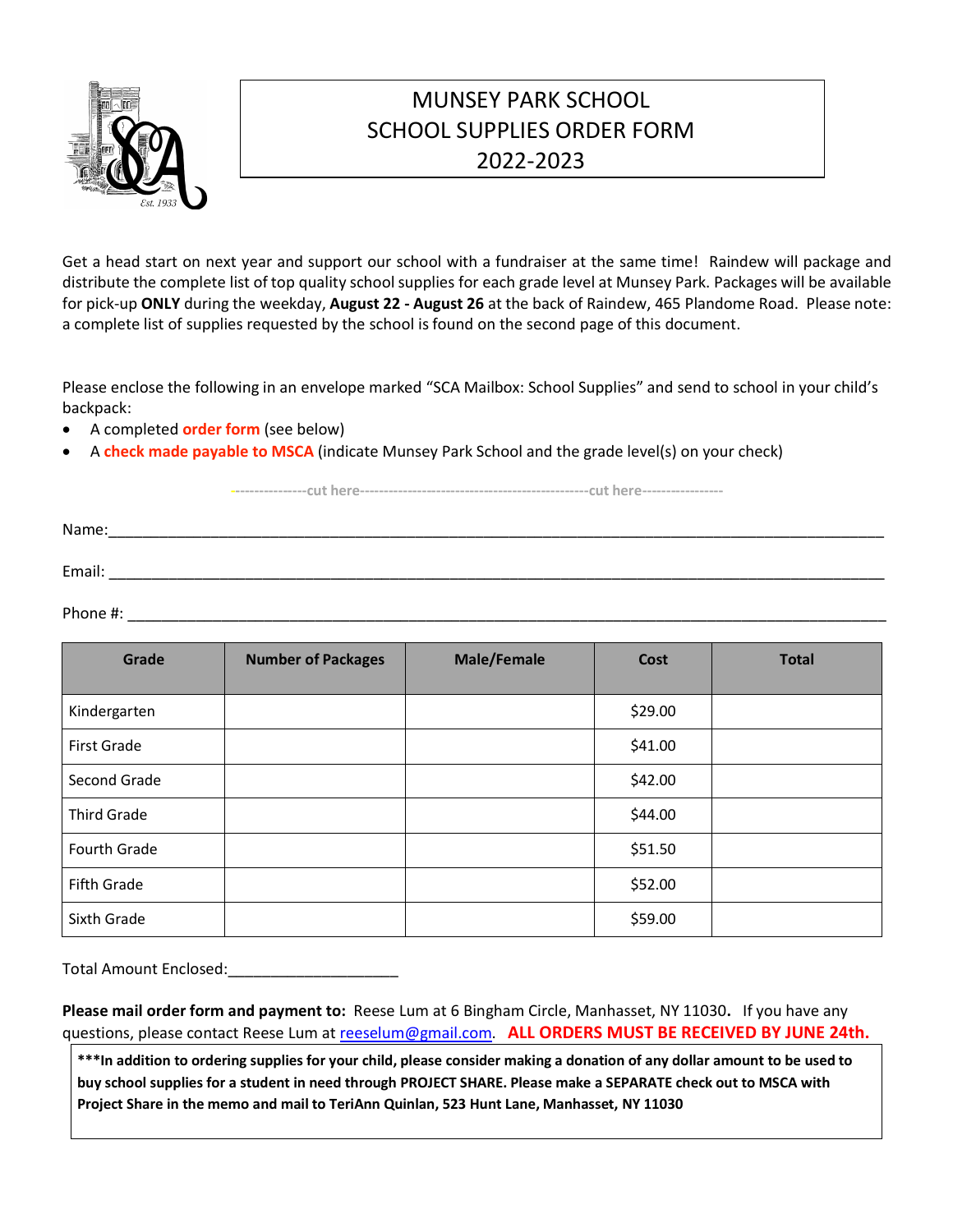# MUNSEY PARK SCHOOL
# SCHOOL SUPPLIES ORDER FORM
# 2022-2023

Get a head start on next year and support our school with a fundraiser at the same time! Raindew will package and distribute the complete list of top quality school supplies for each grade level at Munsey Park. Packages will be available for pick-up **ONLY** during the weekday, **August 22 - August 26** at the back of Raindew, 465 Plandome Road. Please note: a complete list of supplies requested by the school is found on the second page of this document.

Please enclose the following in an envelope marked "SCA Mailbox: School Supplies" and send to school in your child's backpack:

- A completed **order form** (see below)
- A **check made payable to MSCA** (indicate Munsey Park School and the grade level(s) on your check)

----------------cut here-----------------------------------------------cut here-----------------

Name:\_\_\_\_\_\_\_\_\_\_\_\_\_\_\_\_\_\_\_\_\_\_\_\_\_\_\_\_\_\_\_\_\_\_\_\_\_\_\_\_\_\_\_\_\_\_\_\_

Email: \_\_\_\_\_\_\_\_\_\_\_\_\_\_\_\_\_\_\_\_\_\_\_\_\_\_\_\_\_\_\_\_\_\_\_\_\_\_\_\_\_\_\_\_\_\_\_\_

Phone #: \_\_\_\_\_\_\_\_\_\_\_\_\_\_\_\_\_\_\_\_\_\_\_\_\_\_\_\_\_\_\_\_\_\_\_\_\_\_\_\_\_\_\_\_\_\_\_\_

| Grade | Number of Packages | Male/Female | Cost | Total |
|---|---|---|---|---|
| Kindergarten | | | $29.00 | |
| First Grade | | | $41.00 | |
| Second Grade | | | $42.00 | |
| Third Grade | | | $44.00 | |
| Fourth Grade | | | $51.50 | |
| Fifth Grade | | | $52.00 | |
| Sixth Grade | | | $59.00 | |

Total Amount Enclosed:\_\_\_\_\_\_\_\_\_\_\_\_\_\_\_\_\_\_\_\_

**Please mail order form and payment to:** Reese Lum at 6 Bingham Circle, Manhasset, NY 11030**.** If you have any questions, please contact Reese Lum at reeselum@gmail.com. **ALL ORDERS MUST BE RECEIVED BY JUNE 24th.**

**\*\*\*In addition to ordering supplies for your child, please consider making a donation of any dollar amount to be used to buy school supplies for a student in need through PROJECT SHARE. Please make a SEPARATE check out to MSCA with Project Share in the memo and mail to TeriAnn Quinlan, 523 Hunt Lane, Manhasset, NY 11030**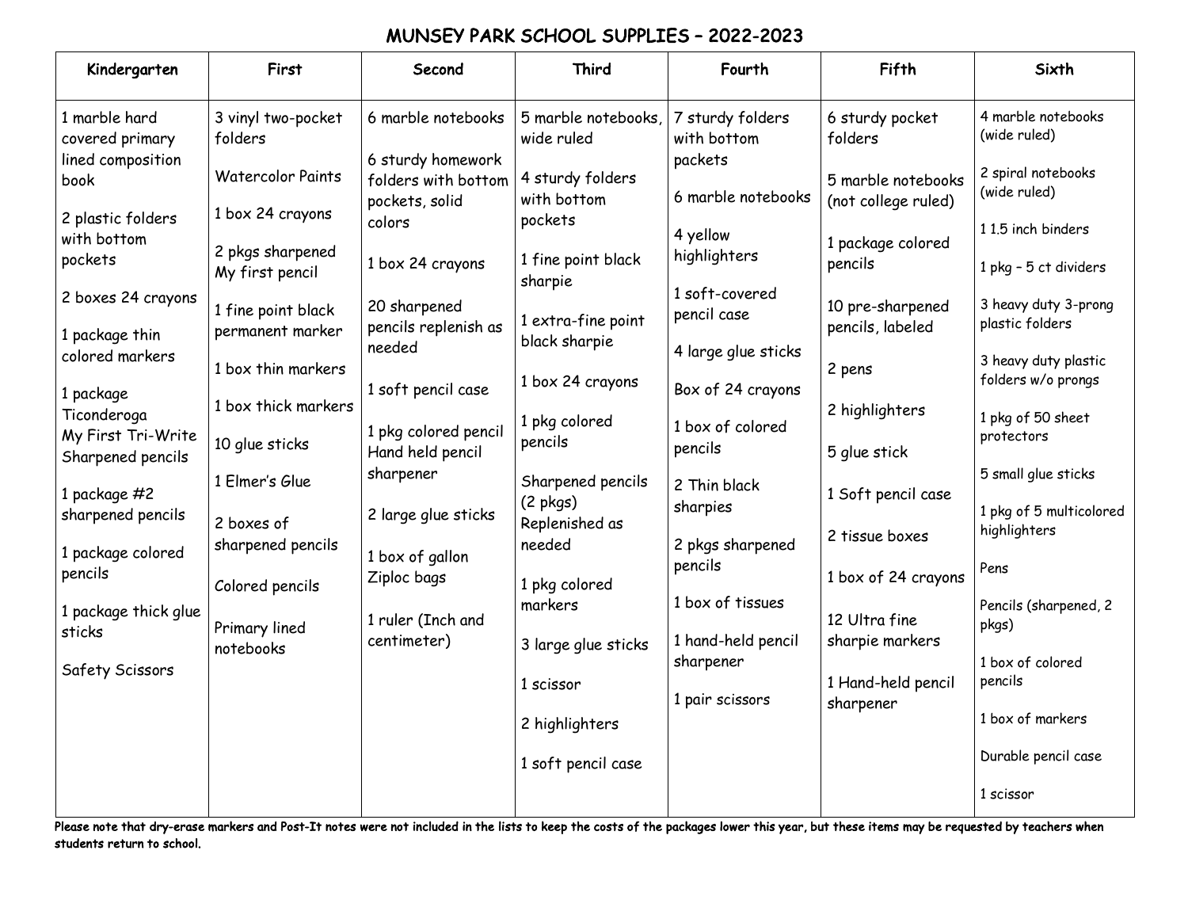# MUNSEY PARK SCHOOL SUPPLIES – 2022-2023

| Kindergarten | First | Second | Third | Fourth | Fifth | Sixth |
|---|---|---|---|---|---|---|
| 1 marble hard covered primary lined composition book | 3 vinyl two-pocket folders | 6 marble notebooks | 5 marble notebooks, wide ruled | 7 sturdy folders with bottom packets | 6 sturdy pocket folders | 4 marble notebooks (wide ruled) |
| 2 plastic folders with bottom pockets | Watercolor Paints | 6 sturdy homework folders with bottom pockets, solid colors | 4 sturdy folders with bottom pockets | 6 marble notebooks | 5 marble notebooks (not college ruled) | 2 spiral notebooks (wide ruled) |
| 2 boxes 24 crayons | 1 box 24 crayons | 1 box 24 crayons | 1 fine point black sharpie | 4 yellow highlighters | 1 package colored pencils | 1 1.5 inch binders |
| 1 package thin colored markers | 2 pkgs sharpened My first pencil | 20 sharpened pencils replenish as needed | 1 extra-fine point black sharpie | 1 soft-covered pencil case | 10 pre-sharpened pencils, labeled | 1 pkg – 5 ct dividers |
| 1 package Ticonderoga My First Tri-Write Sharpened pencils | 1 fine point black permanent marker | 1 soft pencil case | 1 box 24 crayons | 4 large glue sticks | 2 pens | 3 heavy duty 3-prong plastic folders |
| 1 package #2 sharpened pencils | 1 box thin markers | 1 pkg colored pencil Hand held pencil sharpener | 1 pkg colored pencils | Box of 24 crayons | 2 highlighters | 3 heavy duty plastic folders w/o prongs |
| 1 package colored pencils | 1 box thick markers | 2 large glue sticks | Sharpened pencils (2 pkgs) Replenished as needed | 1 box of colored pencils | 5 glue stick | 1 pkg of 50 sheet protectors |
| 1 package thick glue sticks | 10 glue sticks | 1 box of gallon Ziploc bags | 1 pkg colored markers | 2 Thin black sharpies | 1 Soft pencil case | 5 small glue sticks |
| Safety Scissors | 1 Elmer's Glue | 1 ruler (Inch and centimeter) | 3 large glue sticks | 2 pkgs sharpened pencils | 2 tissue boxes | 1 pkg of 5 multicolored highlighters |
| | 2 boxes of sharpened pencils | | 1 scissor | 1 box of tissues | 1 box of 24 crayons | Pens |
| | Colored pencils | | 2 highlighters | 1 hand-held pencil sharpener | 12 Ultra fine sharpie markers | Pencils (sharpened, 2 pkgs) |
| | Primary lined notebooks | | 1 soft pencil case | 1 pair scissors | 1 Hand-held pencil sharpener | 1 box of colored pencils |
| | | | | | | 1 box of markers |
| | | | | | | Durable pencil case |
| | | | | | | 1 scissor |

**Please note that dry-erase markers and Post-It notes were not included in the lists to keep the costs of the packages lower this year, but these items may be requested by teachers when students return to school.**